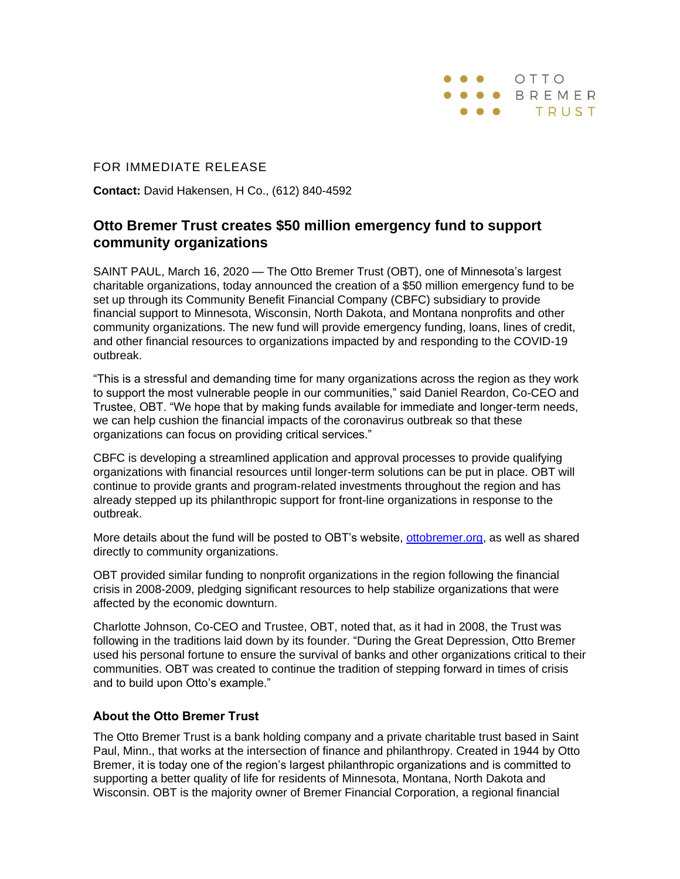OTTO BREMER TRUST

FOR IMMEDIATE RELEASE

**Contact:** David Hakensen, H Co., (612) 840-4592

## Otto Bremer Trust creates $50 million emergency fund to support community organizations

SAINT PAUL, March 16, 2020 — The Otto Bremer Trust (OBT), one of Minnesota's largest charitable organizations, today announced the creation of a $50 million emergency fund to be set up through its Community Benefit Financial Company (CBFC) subsidiary to provide financial support to Minnesota, Wisconsin, North Dakota, and Montana nonprofits and other community organizations. The new fund will provide emergency funding, loans, lines of credit, and other financial resources to organizations impacted by and responding to the COVID-19 outbreak.

"This is a stressful and demanding time for many organizations across the region as they work to support the most vulnerable people in our communities," said Daniel Reardon, Co-CEO and Trustee, OBT. "We hope that by making funds available for immediate and longer-term needs, we can help cushion the financial impacts of the coronavirus outbreak so that these organizations can focus on providing critical services."

CBFC is developing a streamlined application and approval processes to provide qualifying organizations with financial resources until longer-term solutions can be put in place. OBT will continue to provide grants and program-related investments throughout the region and has already stepped up its philanthropic support for front-line organizations in response to the outbreak.

More details about the fund will be posted to OBT's website, [ottobremer.org](ottobremer.org), as well as shared directly to community organizations.

OBT provided similar funding to nonprofit organizations in the region following the financial crisis in 2008-2009, pledging significant resources to help stabilize organizations that were affected by the economic downturn.

Charlotte Johnson, Co-CEO and Trustee, OBT, noted that, as it had in 2008, the Trust was following in the traditions laid down by its founder. "During the Great Depression, Otto Bremer used his personal fortune to ensure the survival of banks and other organizations critical to their communities. OBT was created to continue the tradition of stepping forward in times of crisis and to build upon Otto's example."

### About the Otto Bremer Trust

The Otto Bremer Trust is a bank holding company and a private charitable trust based in Saint Paul, Minn., that works at the intersection of finance and philanthropy. Created in 1944 by Otto Bremer, it is today one of the region's largest philanthropic organizations and is committed to supporting a better quality of life for residents of Minnesota, Montana, North Dakota and Wisconsin. OBT is the majority owner of Bremer Financial Corporation, a regional financial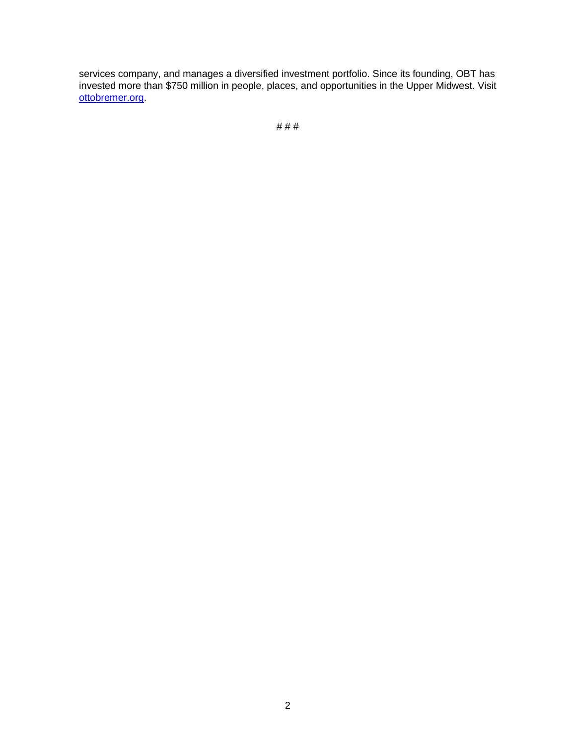services company, and manages a diversified investment portfolio. Since its founding, OBT has invested more than $750 million in people, places, and opportunities in the Upper Midwest. Visit [ottobremer.org](ottobremer.org).

# # #